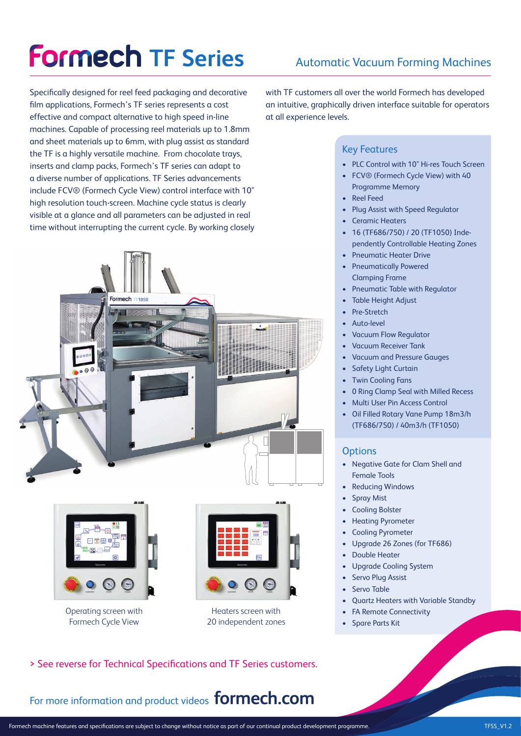# Formech TF Series

## Automatic Vacuum Forming Machines

Specifically designed for reel feed packaging and decorative film applications, Formech's TF series represents a cost effective and compact alternative to high speed in-line machines. Capable of processing reel materials up to 1.8mm and sheet materials up to 6mm, with plug assist as standard the TF is a highly versatile machine. From chocolate trays, inserts and clamp packs, Formech's TF series can adapt to a diverse number of applications. TF Series advancements include FCV® (Formech Cycle View) control interface with 10" high resolution touch-screen. Machine cycle status is clearly visible at a glance and all parameters can be adjusted in real time without interrupting the current cycle. By working closely with TF customers all over the world Formech has developed an intuitive, graphically driven interface suitable for operators at all experience levels.

Operating screen with Formech Cycle View

Heaters screen with 20 independent zones

### Key Features

- PLC Control with 10" Hi-res Touch Screen
- FCV® (Formech Cycle View) with 40 Programme Memory
- Reel Feed
- Plug Assist with Speed Regulator
- Ceramic Heaters
- 16 (TF686/750) / 20 (TF1050) Independently Controllable Heating Zones
- Pneumatic Heater Drive
- Pneumatically Powered Clamping Frame
- Pneumatic Table with Regulator
- Table Height Adjust
- Pre-Stretch
- Auto-level
- Vacuum Flow Regulator
- Vacuum Receiver Tank
- Vacuum and Pressure Gauges
- Safety Light Curtain
- Twin Cooling Fans
- 0 Ring Clamp Seal with Milled Recess
- Multi User Pin Access Control
- Oil Filled Rotary Vane Pump 18m3/h (TF686/750) / 40m3/h (TF1050)

### Options

- Negative Gate for Clam Shell and Female Tools
- Reducing Windows
- Spray Mist
- Cooling Bolster
- Heating Pyrometer
- Cooling Pyrometer
- Upgrade 26 Zones (for TF686)
- Double Heater
- Upgrade Cooling System
- Servo Plug Assist
- Servo Table
- Quartz Heaters with Variable Standby
- FA Remote Connectivity
- Spare Parts Kit

> See reverse for Technical Specifications and TF Series customers.

For more information and product videos **formech.com**

Formech machine features and specifications are subject to change without notice as part of our continual product development programme.

TFSS_V1.2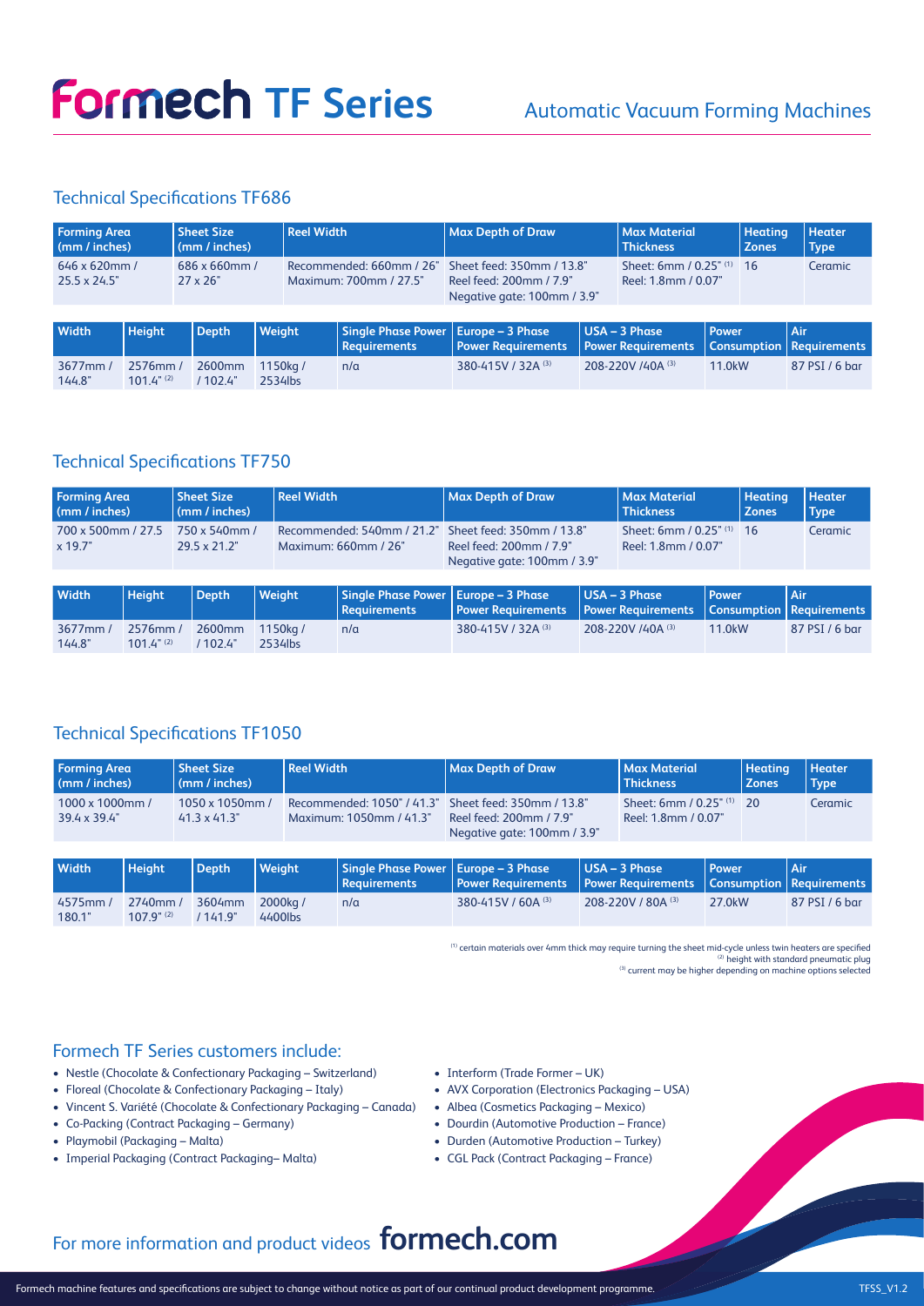# Formech TF Series

## Automatic Vacuum Forming Machines

### Technical Specifications TF686

| Forming Area (mm / inches) | Sheet Size (mm / inches) | Reel Width | Max Depth of Draw | Max Material Thickness | Heating Zones | Heater Type |
|---|---|---|---|---|---|---|
| 646 x 620mm / 25.5 x 24.5" | 686 x 660mm / 27 x 26" | Recommended: 660mm / 26" Maximum: 700mm / 27.5" | Sheet feed: 350mm / 13.8" Reel feed: 200mm / 7.9" Negative gate: 100mm / 3.9" | Sheet: 6mm / 0.25" (1) Reel: 1.8mm / 0.07" | 16 | Ceramic |

| Width | Height | Depth | Weight | Single Phase Power Requirements | Europe – 3 Phase Power Requirements | USA – 3 Phase Power Requirements | Power Consumption | Air Requirements |
|---|---|---|---|---|---|---|---|---|
| 3677mm / 144.8" | 2576mm / 101.4" (2) | 2600mm / 102.4" | 1150kg / 2534lbs | n/a | 380-415V / 32A (3) | 208-220V /40A (3) | 11.0kW | 87 PSI / 6 bar |

### Technical Specifications TF750

| Forming Area (mm / inches) | Sheet Size (mm / inches) | Reel Width | Max Depth of Draw | Max Material Thickness | Heating Zones | Heater Type |
|---|---|---|---|---|---|---|
| 700 x 500mm / 27.5 x 19.7" | 750 x 540mm / 29.5 x 21.2" | Recommended: 540mm / 21.2" Maximum: 660mm / 26" | Sheet feed: 350mm / 13.8" Reel feed: 200mm / 7.9" Negative gate: 100mm / 3.9" | Sheet: 6mm / 0.25" (1) Reel: 1.8mm / 0.07" | 16 | Ceramic |

| Width | Height | Depth | Weight | Single Phase Power Requirements | Europe – 3 Phase Power Requirements | USA – 3 Phase Power Requirements | Power Consumption | Air Requirements |
|---|---|---|---|---|---|---|---|---|
| 3677mm / 144.8" | 2576mm / 101.4" (2) | 2600mm / 102.4" | 1150kg / 2534lbs | n/a | 380-415V / 32A (3) | 208-220V /40A (3) | 11.0kW | 87 PSI / 6 bar |

### Technical Specifications TF1050

| Forming Area (mm / inches) | Sheet Size (mm / inches) | Reel Width | Max Depth of Draw | Max Material Thickness | Heating Zones | Heater Type |
|---|---|---|---|---|---|---|
| 1000 x 1000mm / 39.4 x 39.4" | 1050 x 1050mm / 41.3 x 41.3" | Recommended: 1050" / 41.3" Maximum: 1050mm / 41.3" | Sheet feed: 350mm / 13.8" Reel feed: 200mm / 7.9" Negative gate: 100mm / 3.9" | Sheet: 6mm / 0.25" (1) Reel: 1.8mm / 0.07" | 20 | Ceramic |

| Width | Height | Depth | Weight | Single Phase Power Requirements | Europe – 3 Phase Power Requirements | USA – 3 Phase Power Requirements | Power Consumption | Air Requirements |
|---|---|---|---|---|---|---|---|---|
| 4575mm / 180.1" | 2740mm / 107.9" (2) | 3604mm / 141.9" | 2000kg / 4400lbs | n/a | 380-415V / 60A (3) | 208-220V / 80A (3) | 27.0kW | 87 PSI / 6 bar |

(1) certain materials over 4mm thick may require turning the sheet mid-cycle unless twin heaters are specified
(2) height with standard pneumatic plug
(3) current may be higher depending on machine options selected

### Formech TF Series customers include:

- Nestle (Chocolate & Confectionary Packaging – Switzerland)
- Floreal (Chocolate & Confectionary Packaging – Italy)
- Vincent S. Variété (Chocolate & Confectionary Packaging – Canada)
- Co-Packing (Contract Packaging – Germany)
- Playmobil (Packaging – Malta)
- Imperial Packaging (Contract Packaging– Malta)
- Interform (Trade Former – UK)
- AVX Corporation (Electronics Packaging – USA)
- Albea (Cosmetics Packaging – Mexico)
- Dourdin (Automotive Production – France)
- Durden (Automotive Production – Turkey)
- CGL Pack (Contract Packaging – France)

For more information and product videos **formech.com**

Formech machine features and specifications are subject to change without notice as part of our continual product development programme.

TFSS_V1.2